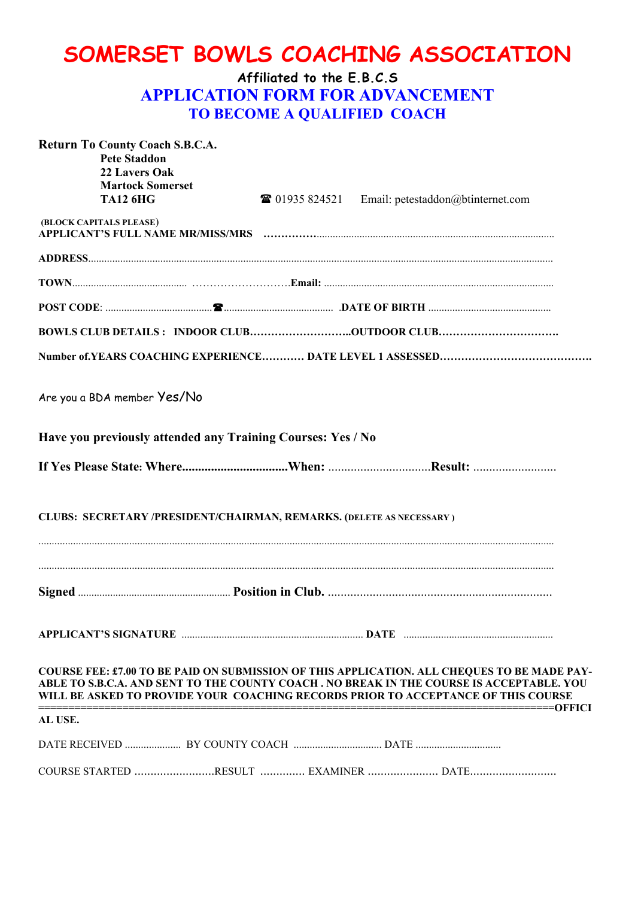# SOMERSET BOWLS COACHING ASSOCIATION

### Affiliated to the E.B.C.S

## APPLICATION FORM FOR ADVANCEMENT
## TO BECOME A QUALIFIED COACH

**Return To County Coach S.B.C.A.**
**Pete Staddon**
**22 Lavers Oak**
**Martock Somerset**
**TA12 6HG** ☎ 01935 824521 Email: petestaddon@btinternet.com

**(BLOCK CAPITALS PLEASE)**
**APPLICANT'S FULL NAME MR/MISS/MRS** ……………........................................................................................

**ADDRESS**.................................................................................................................................................................

**TOWN**.......................................... ……………………….**Email:** ......................................................................................

**POST CODE**: ........................................☎......................................... .**DATE OF BIRTH** .............................................

**BOWLS CLUB DETAILS : INDOOR CLUB………………………..OUTDOOR CLUB…………………………….**

**Number of.YEARS COACHING EXPERIENCE………… DATE LEVEL 1 ASSESSED…………………………………….**

Are you a BDA member Yes/No

**Have you previously attended any Training Courses: Yes / No**

**If Yes Please State: Where................................When:** ................................**Result:** ..........................

**CLUBS: SECRETARY /PRESIDENT/CHAIRMAN, REMARKS. (DELETE AS NECESSARY )**

.................................................................................................................................................................................

.................................................................................................................................................................................

**Signed** ......................................................... **Position in Club.** ......................................................................

**APPLICANT'S SIGNATURE** .................................................................... **DATE** ........................................................

**COURSE FEE: £7.00 TO BE PAID ON SUBMISSION OF THIS APPLICATION. ALL CHEQUES TO BE MADE PAYABLE TO S.B.C.A. AND SENT TO THE COUNTY COACH . NO BREAK IN THE COURSE IS ACCEPTABLE. YOU WILL BE ASKED TO PROVIDE YOUR COACHING RECORDS PRIOR TO ACCEPTANCE OF THIS COURSE**

=====================================================================================**OFFICIAL USE.**

DATE RECEIVED ..................... BY COUNTY COACH ................................. DATE ................................

COURSE STARTED ……………………RESULT …………. EXAMINER …………………. DATE………………………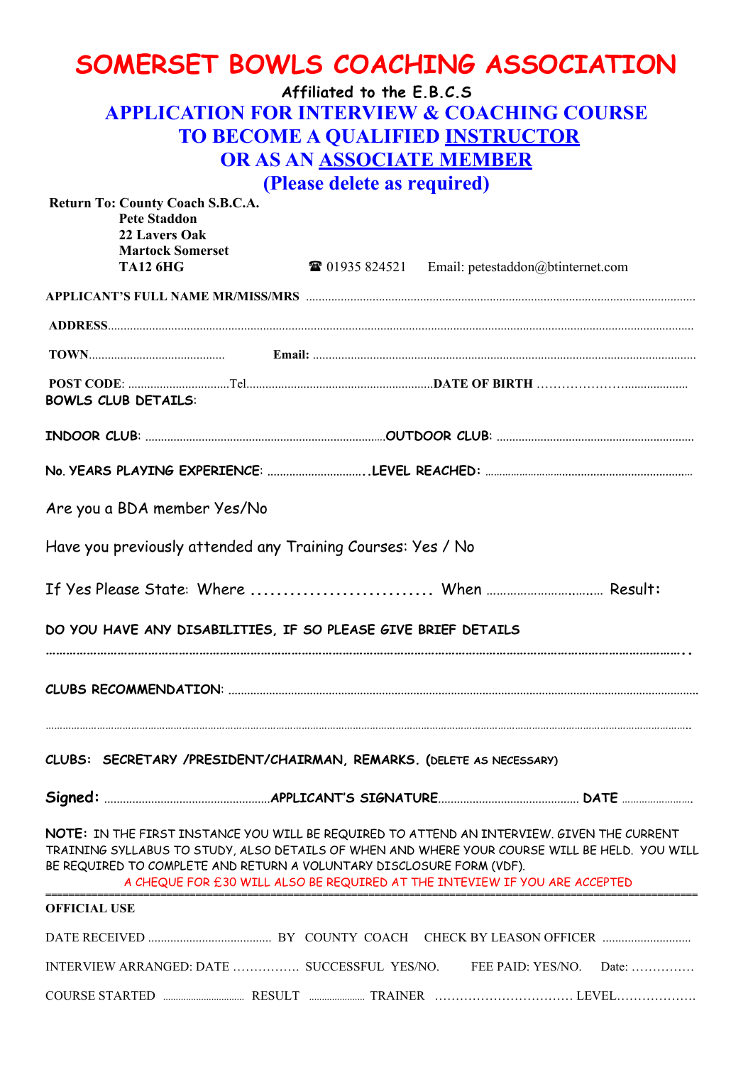# SOMERSET BOWLS COACHING ASSOCIATION

**Affiliated to the E.B.C.S**

## APPLICATION FOR INTERVIEW & COACHING COURSE TO BECOME A QUALIFIED INSTRUCTOR OR AS AN ASSOCIATE MEMBER

**(Please delete as required)**

**Return To: County Coach S.B.C.A.**
**Pete Staddon**
**22 Lavers Oak**
**Martock Somerset**
**TA12 6HG** ☎ 01935 824521 Email: petestaddon@btinternet.com

**APPLICANT'S FULL NAME MR/MISS/MRS** ..........................................................................................................

**ADDRESS**..........................................................................................................

**TOWN**........................................... **Email:** ..........................................................................................

**POST CODE**: .................................Tel...........................................................**DATE OF BIRTH** ……………………....................

**BOWLS CLUB DETAILS**:

**INDOOR CLUB**: ..........................................................................**OUTDOOR CLUB**: ..........................................................

**No. YEARS PLAYING EXPERIENCE**: ..............................**LEVEL REACHED:** ..................................................................

Are you a BDA member Yes/No

Have you previously attended any Training Courses: Yes / No

If Yes Please State: Where ........................... When .................................. Result:

**DO YOU HAVE ANY DISABILITIES, IF SO PLEASE GIVE BRIEF DETAILS**

………………………………………………………………………………………………………………………………………..

**CLUBS RECOMMENDATION**: ..........................................................................................................

..........................................................................................................

**CLUBS: SECRETARY /PRESIDENT/CHAIRMAN, REMARKS.** (DELETE AS NECESSARY)

**Signed:** ....................................................**APPLICANT'S SIGNATURE**............................................ **DATE** .........................

**NOTE:** IN THE FIRST INSTANCE YOU WILL BE REQUIRED TO ATTEND AN INTERVIEW. GIVEN THE CURRENT TRAINING SYLLABUS TO STUDY, ALSO DETAILS OF WHEN AND WHERE YOUR COURSE WILL BE HELD. YOU WILL BE REQUIRED TO COMPLETE AND RETURN A VOLUNTARY DISCLOSURE FORM (VDF).

A CHEQUE FOR £30 WILL ALSO BE REQUIRED AT THE INTEVIEW IF YOU ARE ACCEPTED

---

**OFFICIAL USE**

DATE RECEIVED ....................................... BY COUNTY COACH CHECK BY LEASON OFFICER ............................

INTERVIEW ARRANGED: DATE ……………. SUCCESSFUL YES/NO. FEE PAID: YES/NO. Date: ……………

COURSE STARTED ................................ RESULT ...................... TRAINER …………………………… LEVEL………………